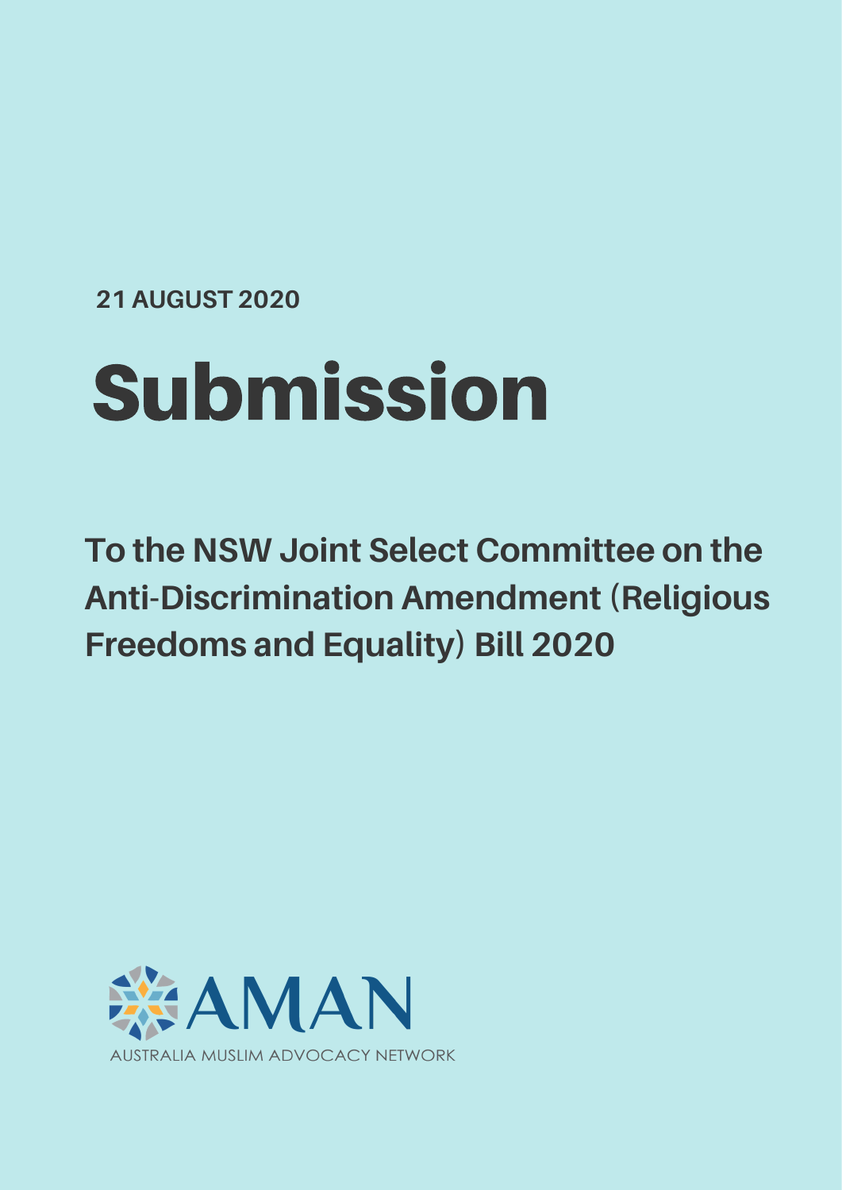**21 AUGUST 2020**

# Submission

## To the NSW Joint Select Committee on the Anti-Discrimination Amendment (Religious Freedoms and Equality) Bill 2020

AMAN

AUSTRALIA MUSLIM ADVOCACY NETWORK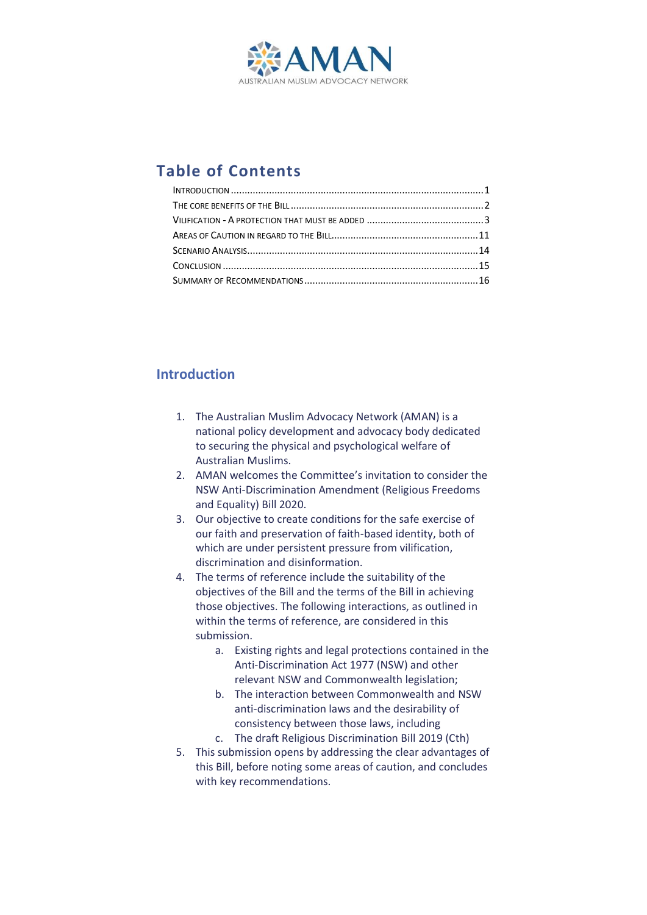AMAN

AUSTRALIAN MUSLIM ADVOCACY NETWORK

## Table of Contents

- INTRODUCTION ........ 1
- THE CORE BENEFITS OF THE BILL ........ 2
- VILIFICATION - A PROTECTION THAT MUST BE ADDED ........ 3
- AREAS OF CAUTION IN REGARD TO THE BILL ........ 11
- SCENARIO ANALYSIS ........ 14
- CONCLUSION ........ 15
- SUMMARY OF RECOMMENDATIONS ........ 16

## Introduction

1. The Australian Muslim Advocacy Network (AMAN) is a national policy development and advocacy body dedicated to securing the physical and psychological welfare of Australian Muslims.
2. AMAN welcomes the Committee's invitation to consider the NSW Anti-Discrimination Amendment (Religious Freedoms and Equality) Bill 2020.
3. Our objective to create conditions for the safe exercise of our faith and preservation of faith-based identity, both of which are under persistent pressure from vilification, discrimination and disinformation.
4. The terms of reference include the suitability of the objectives of the Bill and the terms of the Bill in achieving those objectives. The following interactions, as outlined in within the terms of reference, are considered in this submission.
   a. Existing rights and legal protections contained in the Anti-Discrimination Act 1977 (NSW) and other relevant NSW and Commonwealth legislation;
   b. The interaction between Commonwealth and NSW anti-discrimination laws and the desirability of consistency between those laws, including
   c. The draft Religious Discrimination Bill 2019 (Cth)
5. This submission opens by addressing the clear advantages of this Bill, before noting some areas of caution, and concludes with key recommendations.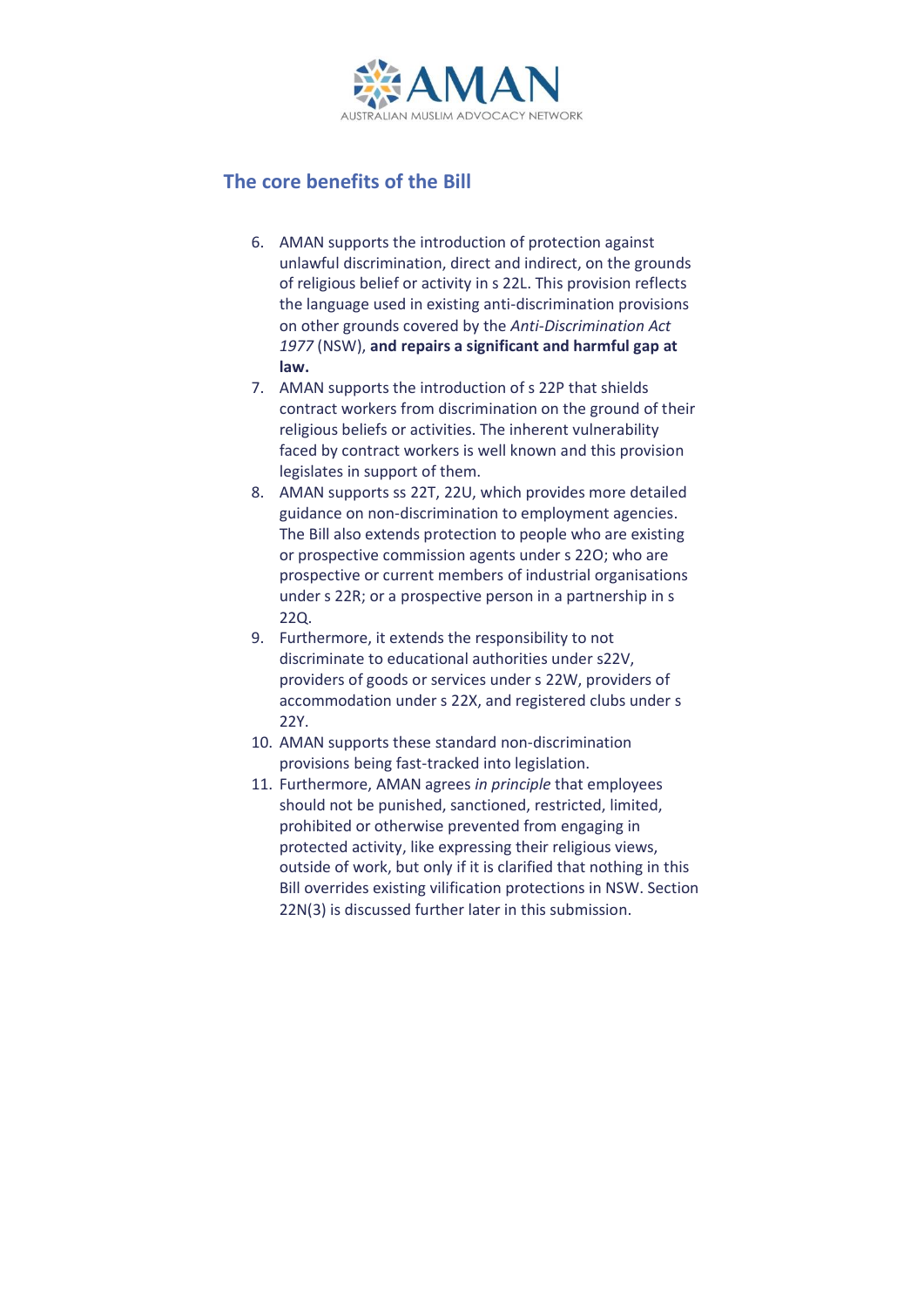## The core benefits of the Bill

6. AMAN supports the introduction of protection against unlawful discrimination, direct and indirect, on the grounds of religious belief or activity in s 22L. This provision reflects the language used in existing anti-discrimination provisions on other grounds covered by the *Anti-Discrimination Act 1977* (NSW), **and repairs a significant and harmful gap at law.**
7. AMAN supports the introduction of s 22P that shields contract workers from discrimination on the ground of their religious beliefs or activities. The inherent vulnerability faced by contract workers is well known and this provision legislates in support of them.
8. AMAN supports ss 22T, 22U, which provides more detailed guidance on non-discrimination to employment agencies. The Bill also extends protection to people who are existing or prospective commission agents under s 22O; who are prospective or current members of industrial organisations under s 22R; or a prospective person in a partnership in s 22Q.
9. Furthermore, it extends the responsibility to not discriminate to educational authorities under s22V, providers of goods or services under s 22W, providers of accommodation under s 22X, and registered clubs under s 22Y.
10. AMAN supports these standard non-discrimination provisions being fast-tracked into legislation.
11. Furthermore, AMAN agrees *in principle* that employees should not be punished, sanctioned, restricted, limited, prohibited or otherwise prevented from engaging in protected activity, like expressing their religious views, outside of work, but only if it is clarified that nothing in this Bill overrides existing vilification protections in NSW. Section 22N(3) is discussed further later in this submission.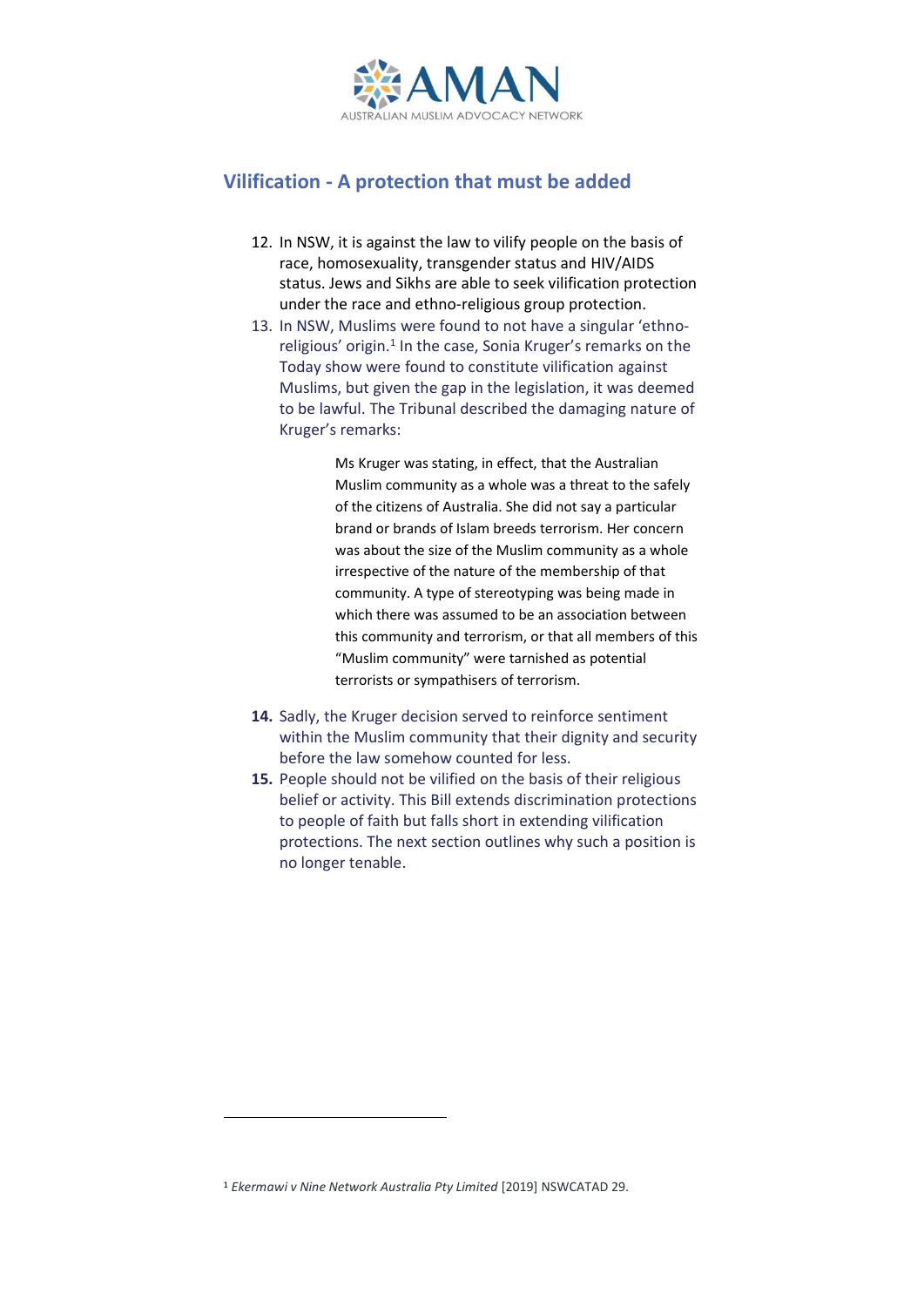## Vilification - A protection that must be added

12. In NSW, it is against the law to vilify people on the basis of race, homosexuality, transgender status and HIV/AIDS status. Jews and Sikhs are able to seek vilification protection under the race and ethno-religious group protection.
13. In NSW, Muslims were found to not have a singular 'ethno-religious' origin.[1] In the case, Sonia Kruger's remarks on the Today show were found to constitute vilification against Muslims, but given the gap in the legislation, it was deemed to be lawful. The Tribunal described the damaging nature of Kruger's remarks:

> Ms Kruger was stating, in effect, that the Australian Muslim community as a whole was a threat to the safely of the citizens of Australia. She did not say a particular brand or brands of Islam breeds terrorism. Her concern was about the size of the Muslim community as a whole irrespective of the nature of the membership of that community. A type of stereotyping was being made in which there was assumed to be an association between this community and terrorism, or that all members of this "Muslim community" were tarnished as potential terrorists or sympathisers of terrorism.

14. Sadly, the Kruger decision served to reinforce sentiment within the Muslim community that their dignity and security before the law somehow counted for less.
15. People should not be vilified on the basis of their religious belief or activity. This Bill extends discrimination protections to people of faith but falls short in extending vilification protections. The next section outlines why such a position is no longer tenable.

---

[1] *Ekermawi v Nine Network Australia Pty Limited* [2019] NSWCATAD 29.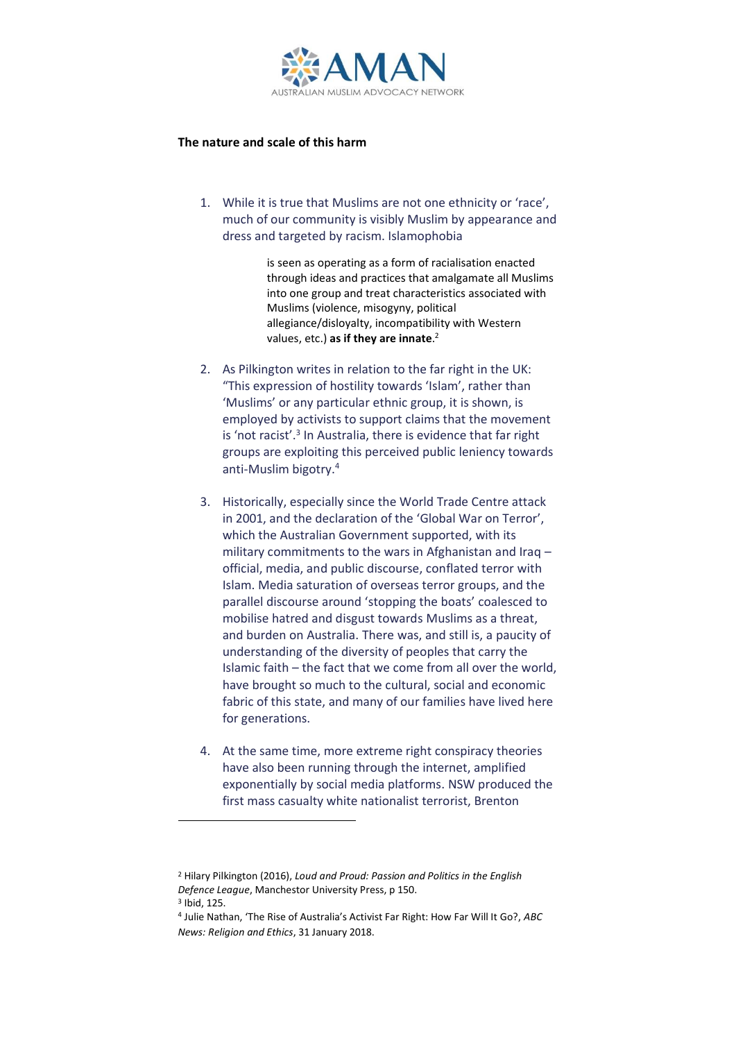**The nature and scale of this harm**

1. While it is true that Muslims are not one ethnicity or 'race', much of our community is visibly Muslim by appearance and dress and targeted by racism. Islamophobia

   > is seen as operating as a form of racialisation enacted through ideas and practices that amalgamate all Muslims into one group and treat characteristics associated with Muslims (violence, misogyny, political allegiance/disloyalty, incompatibility with Western values, etc.) **as if they are innate**.[2]

2. As Pilkington writes in relation to the far right in the UK: "This expression of hostility towards 'Islam', rather than 'Muslims' or any particular ethnic group, it is shown, is employed by activists to support claims that the movement is 'not racist'.[3] In Australia, there is evidence that far right groups are exploiting this perceived public leniency towards anti-Muslim bigotry.[4]

3. Historically, especially since the World Trade Centre attack in 2001, and the declaration of the 'Global War on Terror', which the Australian Government supported, with its military commitments to the wars in Afghanistan and Iraq – official, media, and public discourse, conflated terror with Islam. Media saturation of overseas terror groups, and the parallel discourse around 'stopping the boats' coalesced to mobilise hatred and disgust towards Muslims as a threat, and burden on Australia. There was, and still is, a paucity of understanding of the diversity of peoples that carry the Islamic faith – the fact that we come from all over the world, have brought so much to the cultural, social and economic fabric of this state, and many of our families have lived here for generations.

4. At the same time, more extreme right conspiracy theories have also been running through the internet, amplified exponentially by social media platforms. NSW produced the first mass casualty white nationalist terrorist, Brenton

---

[2] Hilary Pilkington (2016), *Loud and Proud: Passion and Politics in the English Defence League*, Manchestor University Press, p 150.

[3] Ibid, 125.

[4] Julie Nathan, 'The Rise of Australia's Activist Far Right: How Far Will It Go?, *ABC News: Religion and Ethics*, 31 January 2018.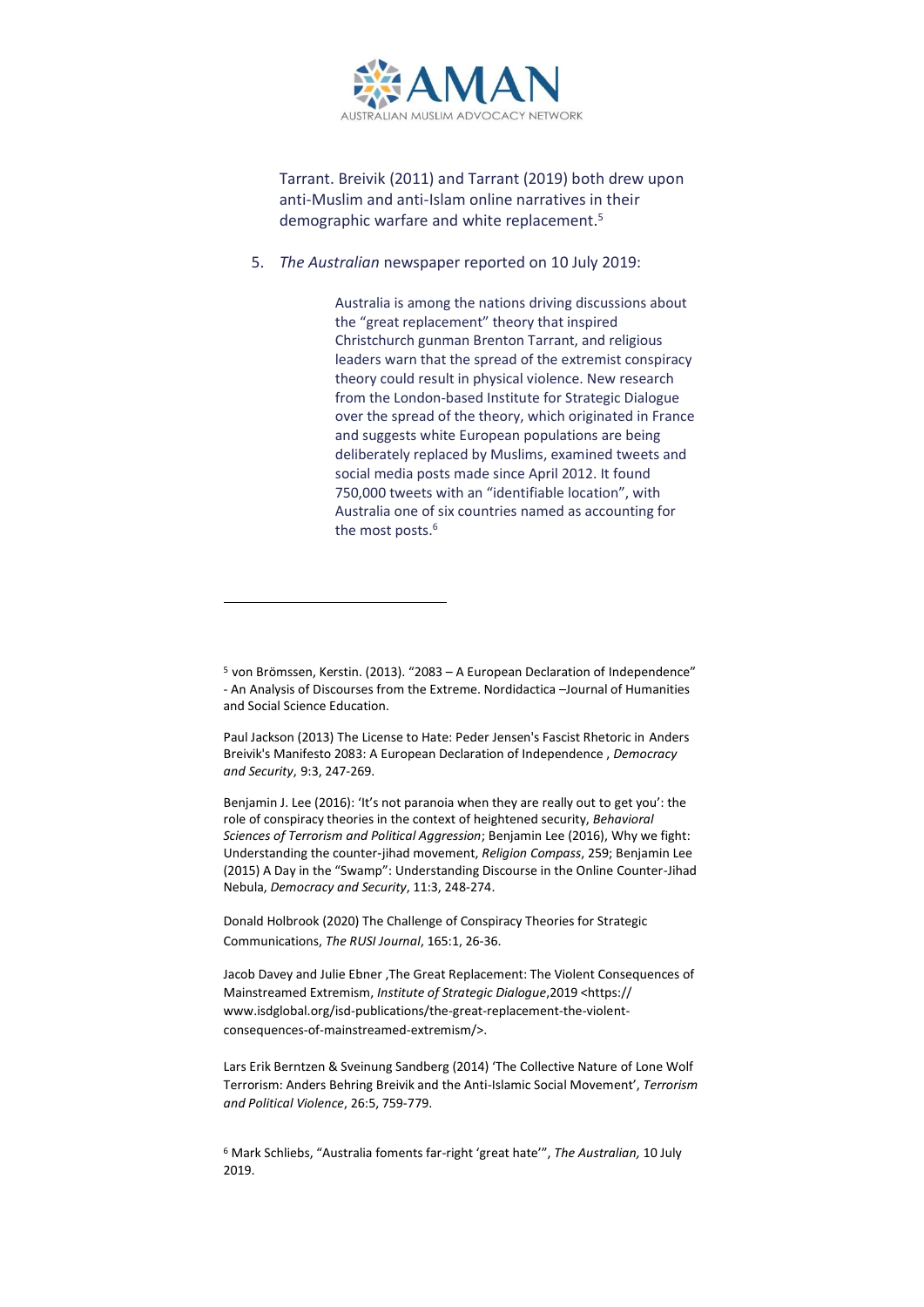Tarrant. Breivik (2011) and Tarrant (2019) both drew upon anti-Muslim and anti-Islam online narratives in their demographic warfare and white replacement.[5]

5. *The Australian* newspaper reported on 10 July 2019:

> Australia is among the nations driving discussions about the "great replacement" theory that inspired Christchurch gunman Brenton Tarrant, and religious leaders warn that the spread of the extremist conspiracy theory could result in physical violence. New research from the London-based Institute for Strategic Dialogue over the spread of the theory, which originated in France and suggests white European populations are being deliberately replaced by Muslims, examined tweets and social media posts made since April 2012. It found 750,000 tweets with an "identifiable location", with Australia one of six countries named as accounting for the most posts.[6]

---

[5] von Brömssen, Kerstin. (2013). "2083 – A European Declaration of Independence" - An Analysis of Discourses from the Extreme. Nordidactica –Journal of Humanities and Social Science Education.

Paul Jackson (2013) The License to Hate: Peder Jensen's Fascist Rhetoric in Anders Breivik's Manifesto 2083: A European Declaration of Independence , *Democracy and Security*, 9:3, 247-269.

Benjamin J. Lee (2016): 'It's not paranoia when they are really out to get you': the role of conspiracy theories in the context of heightened security, *Behavioral Sciences of Terrorism and Political Aggression*; Benjamin Lee (2016), Why we fight: Understanding the counter-jihad movement, *Religion Compass*, 259; Benjamin Lee (2015) A Day in the "Swamp": Understanding Discourse in the Online Counter-Jihad Nebula, *Democracy and Security*, 11:3, 248-274.

Donald Holbrook (2020) The Challenge of Conspiracy Theories for Strategic Communications, *The RUSI Journal*, 165:1, 26-36.

Jacob Davey and Julie Ebner ,The Great Replacement: The Violent Consequences of Mainstreamed Extremism, *Institute of Strategic Dialogue*,2019 <https://www.isdglobal.org/isd-publications/the-great-replacement-the-violent-consequences-of-mainstreamed-extremism/>.

Lars Erik Berntzen & Sveinung Sandberg (2014) 'The Collective Nature of Lone Wolf Terrorism: Anders Behring Breivik and the Anti-Islamic Social Movement', *Terrorism and Political Violence*, 26:5, 759-779.

[6] Mark Schliebs, "Australia foments far-right 'great hate'", *The Australian,* 10 July 2019.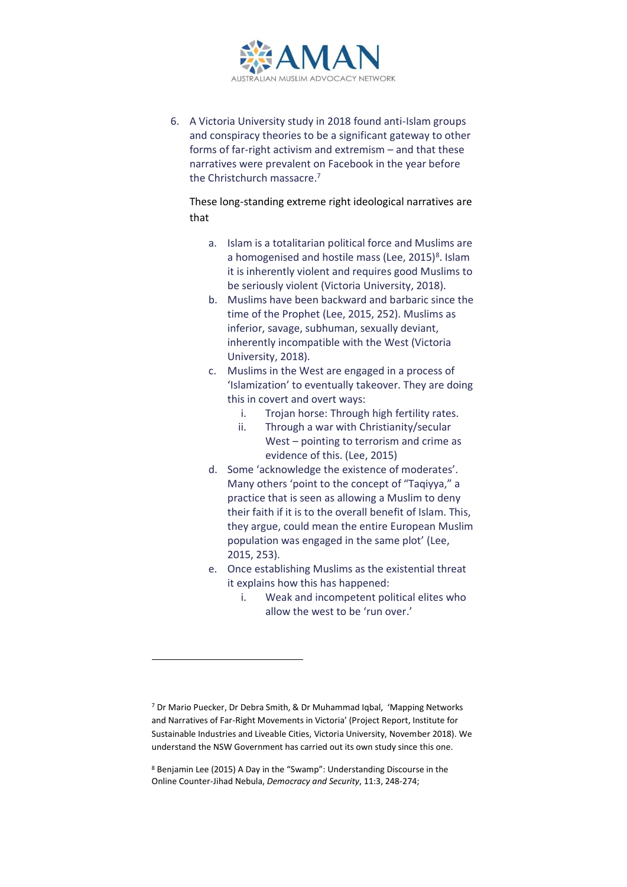6. A Victoria University study in 2018 found anti-Islam groups and conspiracy theories to be a significant gateway to other forms of far-right activism and extremism – and that these narratives were prevalent on Facebook in the year before the Christchurch massacre.[7]

   These long-standing extreme right ideological narratives are that

   a. Islam is a totalitarian political force and Muslims are a homogenised and hostile mass (Lee, 2015)[8]. Islam it is inherently violent and requires good Muslims to be seriously violent (Victoria University, 2018).
   b. Muslims have been backward and barbaric since the time of the Prophet (Lee, 2015, 252). Muslims as inferior, savage, subhuman, sexually deviant, inherently incompatible with the West (Victoria University, 2018).
   c. Muslims in the West are engaged in a process of 'Islamization' to eventually takeover. They are doing this in covert and overt ways:
      i. Trojan horse: Through high fertility rates.
      ii. Through a war with Christianity/secular West – pointing to terrorism and crime as evidence of this. (Lee, 2015)
   d. Some 'acknowledge the existence of moderates'. Many others 'point to the concept of "Taqiyya," a practice that is seen as allowing a Muslim to deny their faith if it is to the overall benefit of Islam. This, they argue, could mean the entire European Muslim population was engaged in the same plot' (Lee, 2015, 253).
   e. Once establishing Muslims as the existential threat it explains how this has happened:
      i. Weak and incompetent political elites who allow the west to be 'run over.'

---

[7] Dr Mario Puecker, Dr Debra Smith, & Dr Muhammad Iqbal, 'Mapping Networks and Narratives of Far-Right Movements in Victoria' (Project Report, Institute for Sustainable Industries and Liveable Cities, Victoria University, November 2018). We understand the NSW Government has carried out its own study since this one.

[8] Benjamin Lee (2015) A Day in the "Swamp": Understanding Discourse in the Online Counter-Jihad Nebula, *Democracy and Security*, 11:3, 248-274;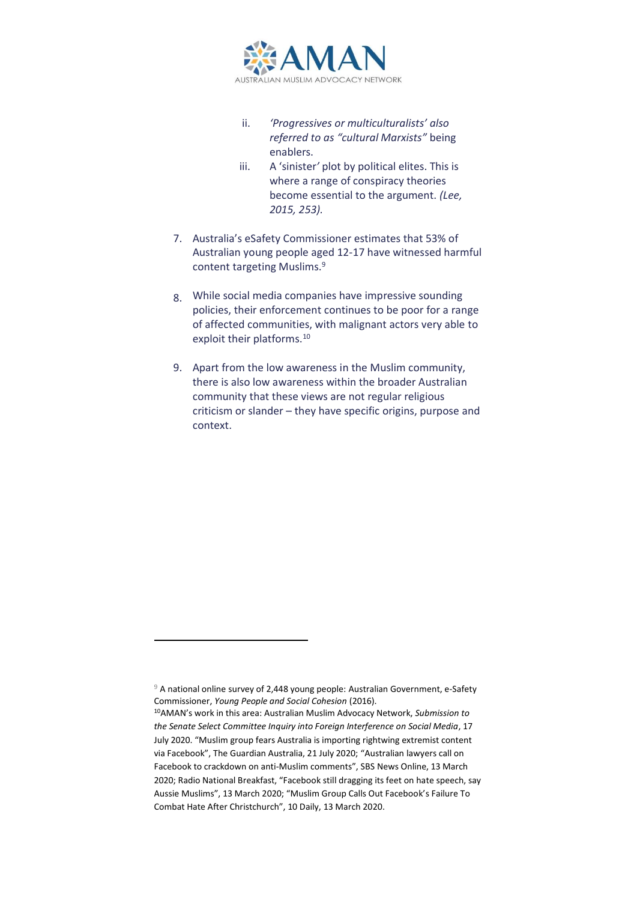ii. *'Progressives or multiculturalists' also referred to as "cultural Marxists"* being enablers.

   iii. A 'sinister*'* plot by political elites. This is where a range of conspiracy theories become essential to the argument. *(Lee, 2015, 253).*

7. Australia's eSafety Commissioner estimates that 53% of Australian young people aged 12-17 have witnessed harmful content targeting Muslims.[9]

8. While social media companies have impressive sounding policies, their enforcement continues to be poor for a range of affected communities, with malignant actors very able to exploit their platforms.[10]

9. Apart from the low awareness in the Muslim community, there is also low awareness within the broader Australian community that these views are not regular religious criticism or slander – they have specific origins, purpose and context.

---

[9] A national online survey of 2,448 young people: Australian Government, e-Safety Commissioner, *Young People and Social Cohesion* (2016).

[10] AMAN's work in this area: Australian Muslim Advocacy Network, *Submission to the Senate Select Committee Inquiry into Foreign Interference on Social Media*, 17 July 2020. "Muslim group fears Australia is importing rightwing extremist content via Facebook", The Guardian Australia, 21 July 2020; "Australian lawyers call on Facebook to crackdown on anti-Muslim comments", SBS News Online, 13 March 2020; Radio National Breakfast, "Facebook still dragging its feet on hate speech, say Aussie Muslims", 13 March 2020; "Muslim Group Calls Out Facebook's Failure To Combat Hate After Christchurch", 10 Daily, 13 March 2020.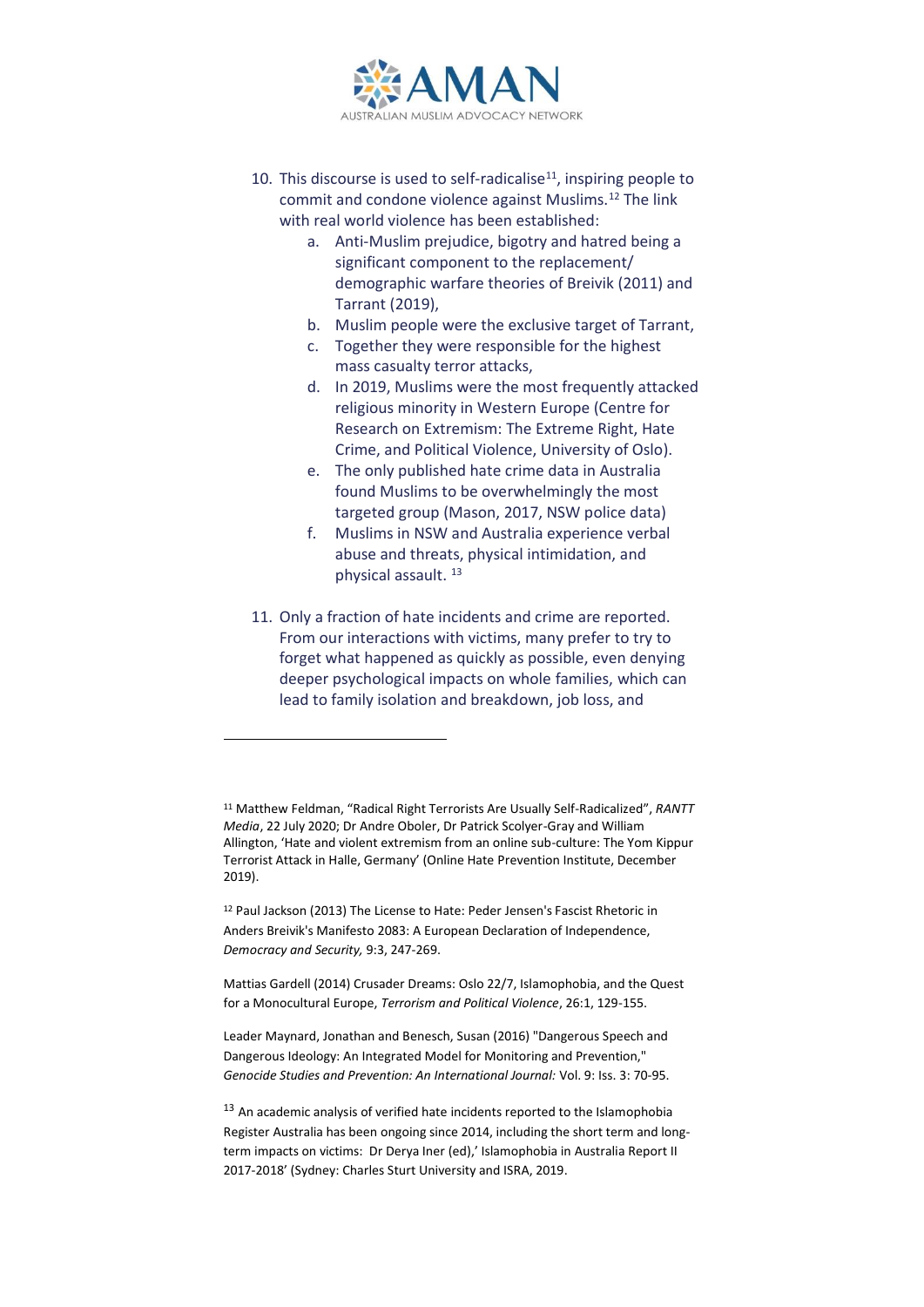10. This discourse is used to self-radicalise[11], inspiring people to commit and condone violence against Muslims.[12] The link with real world violence has been established:
    a. Anti-Muslim prejudice, bigotry and hatred being a significant component to the replacement/ demographic warfare theories of Breivik (2011) and Tarrant (2019),
    b. Muslim people were the exclusive target of Tarrant,
    c. Together they were responsible for the highest mass casualty terror attacks,
    d. In 2019, Muslims were the most frequently attacked religious minority in Western Europe (Centre for Research on Extremism: The Extreme Right, Hate Crime, and Political Violence, University of Oslo).
    e. The only published hate crime data in Australia found Muslims to be overwhelmingly the most targeted group (Mason, 2017, NSW police data)
    f. Muslims in NSW and Australia experience verbal abuse and threats, physical intimidation, and physical assault. [13]

11. Only a fraction of hate incidents and crime are reported. From our interactions with victims, many prefer to try to forget what happened as quickly as possible, even denying deeper psychological impacts on whole families, which can lead to family isolation and breakdown, job loss, and

---

[11] Matthew Feldman, "Radical Right Terrorists Are Usually Self-Radicalized", *RANTT Media*, 22 July 2020; Dr Andre Oboler, Dr Patrick Scolyer-Gray and William Allington, 'Hate and violent extremism from an online sub-culture: The Yom Kippur Terrorist Attack in Halle, Germany' (Online Hate Prevention Institute, December 2019).

[12] Paul Jackson (2013) The License to Hate: Peder Jensen's Fascist Rhetoric in Anders Breivik's Manifesto 2083: A European Declaration of Independence, *Democracy and Security,* 9:3, 247-269.

Mattias Gardell (2014) Crusader Dreams: Oslo 22/7, Islamophobia, and the Quest for a Monocultural Europe, *Terrorism and Political Violence*, 26:1, 129-155.

Leader Maynard, Jonathan and Benesch, Susan (2016) "Dangerous Speech and Dangerous Ideology: An Integrated Model for Monitoring and Prevention," *Genocide Studies and Prevention: An International Journal:* Vol. 9: Iss. 3: 70-95.

[13] An academic analysis of verified hate incidents reported to the Islamophobia Register Australia has been ongoing since 2014, including the short term and long-term impacts on victims: Dr Derya Iner (ed),' Islamophobia in Australia Report II 2017-2018' (Sydney: Charles Sturt University and ISRA, 2019.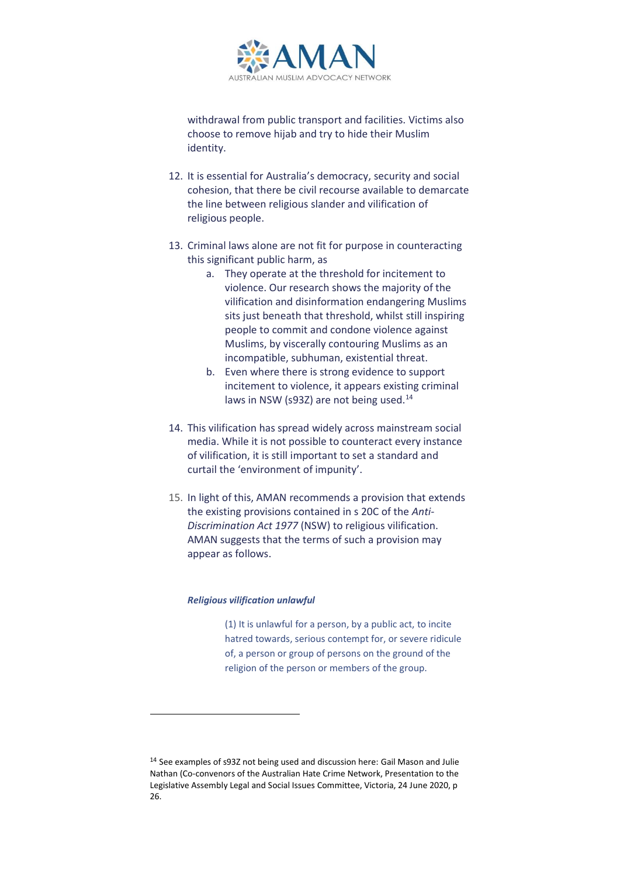withdrawal from public transport and facilities. Victims also choose to remove hijab and try to hide their Muslim identity.

12. It is essential for Australia's democracy, security and social cohesion, that there be civil recourse available to demarcate the line between religious slander and vilification of religious people.

13. Criminal laws alone are not fit for purpose in counteracting this significant public harm, as
    a. They operate at the threshold for incitement to violence. Our research shows the majority of the vilification and disinformation endangering Muslims sits just beneath that threshold, whilst still inspiring people to commit and condone violence against Muslims, by viscerally contouring Muslims as an incompatible, subhuman, existential threat.
    b. Even where there is strong evidence to support incitement to violence, it appears existing criminal laws in NSW (s93Z) are not being used.[14]

14. This vilification has spread widely across mainstream social media. While it is not possible to counteract every instance of vilification, it is still important to set a standard and curtail the 'environment of impunity'.

15. In light of this, AMAN recommends a provision that extends the existing provisions contained in s 20C of the *Anti-Discrimination Act 1977* (NSW) to religious vilification. AMAN suggests that the terms of such a provision may appear as follows.

***Religious vilification unlawful***

> (1) It is unlawful for a person, by a public act, to incite hatred towards, serious contempt for, or severe ridicule of, a person or group of persons on the ground of the religion of the person or members of the group.

---

[14] See examples of s93Z not being used and discussion here: Gail Mason and Julie Nathan (Co-convenors of the Australian Hate Crime Network, Presentation to the Legislative Assembly Legal and Social Issues Committee, Victoria, 24 June 2020, p 26.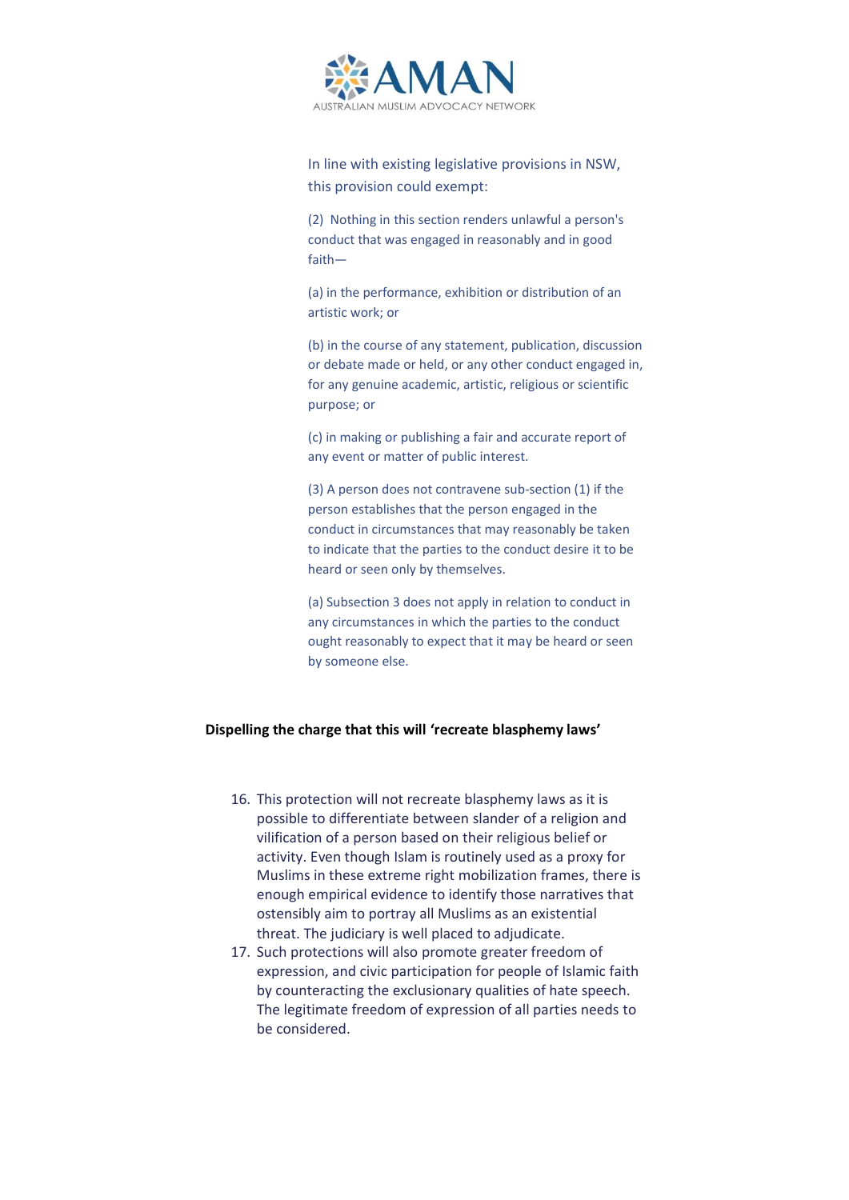In line with existing legislative provisions in NSW, this provision could exempt:

(2) Nothing in this section renders unlawful a person's conduct that was engaged in reasonably and in good faith—

(a) in the performance, exhibition or distribution of an artistic work; or

(b) in the course of any statement, publication, discussion or debate made or held, or any other conduct engaged in, for any genuine academic, artistic, religious or scientific purpose; or

(c) in making or publishing a fair and accurate report of any event or matter of public interest.

(3) A person does not contravene sub-section (1) if the person establishes that the person engaged in the conduct in circumstances that may reasonably be taken to indicate that the parties to the conduct desire it to be heard or seen only by themselves.

(a) Subsection 3 does not apply in relation to conduct in any circumstances in which the parties to the conduct ought reasonably to expect that it may be heard or seen by someone else.

**Dispelling the charge that this will 'recreate blasphemy laws'**

16. This protection will not recreate blasphemy laws as it is possible to differentiate between slander of a religion and vilification of a person based on their religious belief or activity. Even though Islam is routinely used as a proxy for Muslims in these extreme right mobilization frames, there is enough empirical evidence to identify those narratives that ostensibly aim to portray all Muslims as an existential threat. The judiciary is well placed to adjudicate.
17. Such protections will also promote greater freedom of expression, and civic participation for people of Islamic faith by counteracting the exclusionary qualities of hate speech. The legitimate freedom of expression of all parties needs to be considered.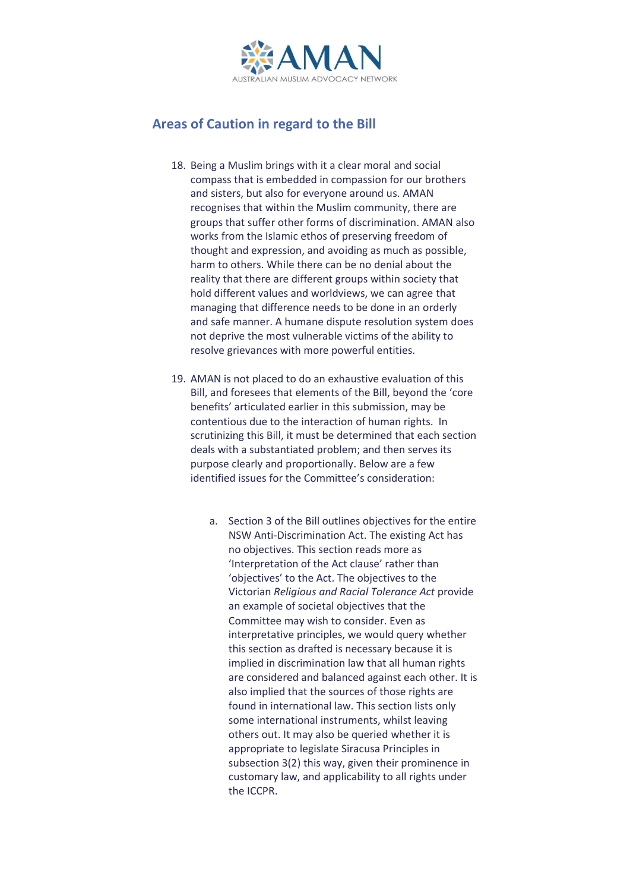## Areas of Caution in regard to the Bill

18. Being a Muslim brings with it a clear moral and social compass that is embedded in compassion for our brothers and sisters, but also for everyone around us. AMAN recognises that within the Muslim community, there are groups that suffer other forms of discrimination. AMAN also works from the Islamic ethos of preserving freedom of thought and expression, and avoiding as much as possible, harm to others. While there can be no denial about the reality that there are different groups within society that hold different values and worldviews, we can agree that managing that difference needs to be done in an orderly and safe manner. A humane dispute resolution system does not deprive the most vulnerable victims of the ability to resolve grievances with more powerful entities.

19. AMAN is not placed to do an exhaustive evaluation of this Bill, and foresees that elements of the Bill, beyond the 'core benefits' articulated earlier in this submission, may be contentious due to the interaction of human rights. In scrutinizing this Bill, it must be determined that each section deals with a substantiated problem; and then serves its purpose clearly and proportionally. Below are a few identified issues for the Committee's consideration:

    a. Section 3 of the Bill outlines objectives for the entire NSW Anti-Discrimination Act. The existing Act has no objectives. This section reads more as 'Interpretation of the Act clause' rather than 'objectives' to the Act. The objectives to the Victorian *Religious and Racial Tolerance Act* provide an example of societal objectives that the Committee may wish to consider. Even as interpretative principles, we would query whether this section as drafted is necessary because it is implied in discrimination law that all human rights are considered and balanced against each other. It is also implied that the sources of those rights are found in international law. This section lists only some international instruments, whilst leaving others out. It may also be queried whether it is appropriate to legislate Siracusa Principles in subsection 3(2) this way, given their prominence in customary law, and applicability to all rights under the ICCPR.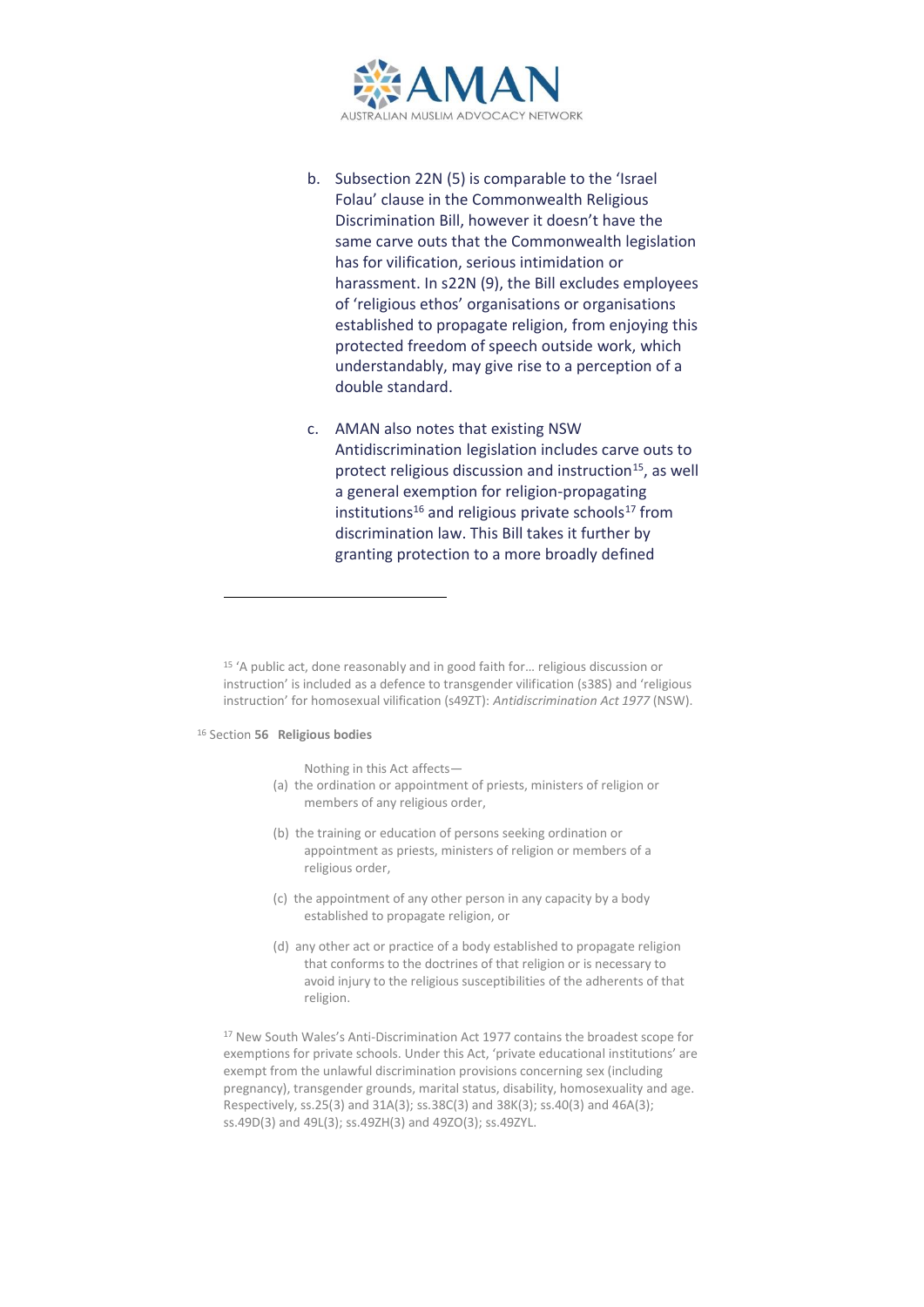b. Subsection 22N (5) is comparable to the 'Israel Folau' clause in the Commonwealth Religious Discrimination Bill, however it doesn't have the same carve outs that the Commonwealth legislation has for vilification, serious intimidation or harassment. In s22N (9), the Bill excludes employees of 'religious ethos' organisations or organisations established to propagate religion, from enjoying this protected freedom of speech outside work, which understandably, may give rise to a perception of a double standard.

c. AMAN also notes that existing NSW Antidiscrimination legislation includes carve outs to protect religious discussion and instruction[15], as well a general exemption for religion-propagating institutions[16] and religious private schools[17] from discrimination law. This Bill takes it further by granting protection to a more broadly defined

---

[15] 'A public act, done reasonably and in good faith for… religious discussion or instruction' is included as a defence to transgender vilification (s38S) and 'religious instruction' for homosexual vilification (s49ZT): *Antidiscrimination Act 1977* (NSW).

[16] Section **56 Religious bodies**

Nothing in this Act affects—

(a) the ordination or appointment of priests, ministers of religion or members of any religious order,

(b) the training or education of persons seeking ordination or appointment as priests, ministers of religion or members of a religious order,

(c) the appointment of any other person in any capacity by a body established to propagate religion, or

(d) any other act or practice of a body established to propagate religion that conforms to the doctrines of that religion or is necessary to avoid injury to the religious susceptibilities of the adherents of that religion.

[17] New South Wales's Anti-Discrimination Act 1977 contains the broadest scope for exemptions for private schools. Under this Act, 'private educational institutions' are exempt from the unlawful discrimination provisions concerning sex (including pregnancy), transgender grounds, marital status, disability, homosexuality and age. Respectively, ss.25(3) and 31A(3); ss.38C(3) and 38K(3); ss.40(3) and 46A(3); ss.49D(3) and 49L(3); ss.49ZH(3) and 49ZO(3); ss.49ZYL.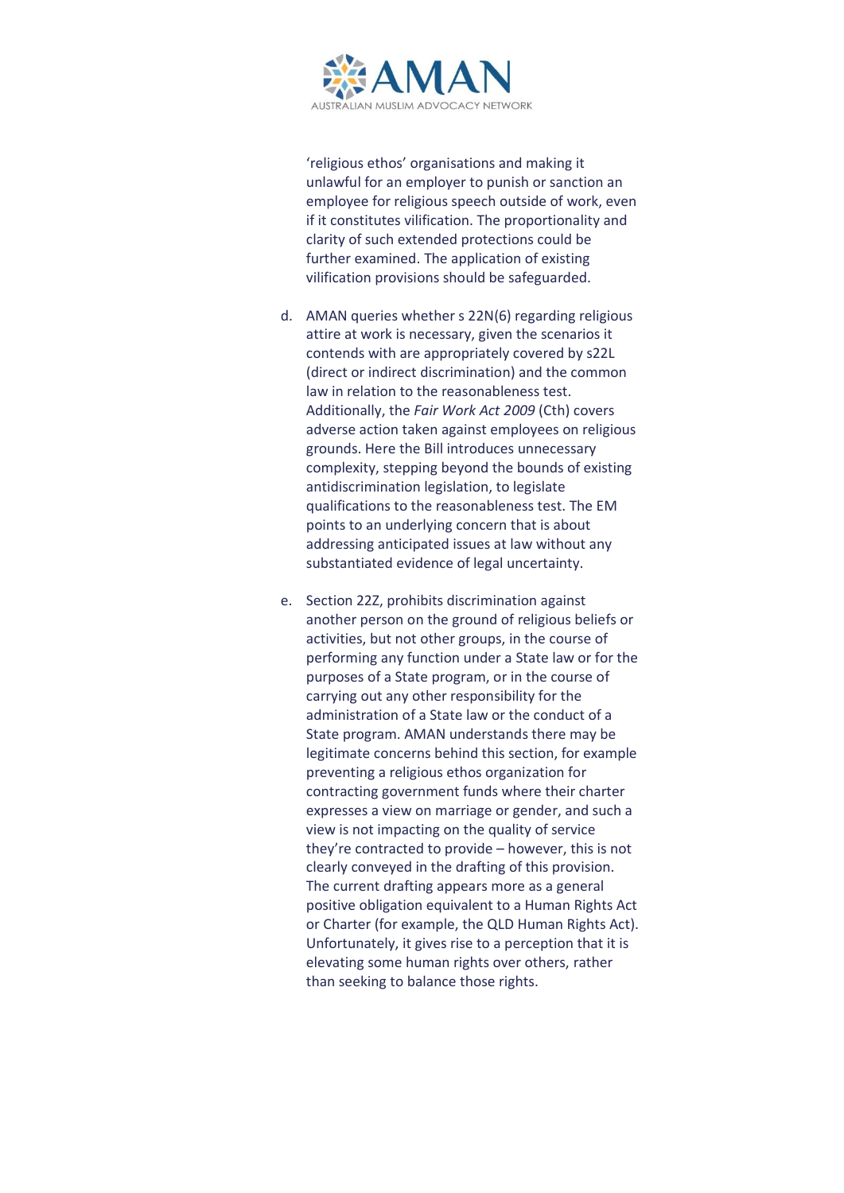'religious ethos' organisations and making it unlawful for an employer to punish or sanction an employee for religious speech outside of work, even if it constitutes vilification. The proportionality and clarity of such extended protections could be further examined. The application of existing vilification provisions should be safeguarded.

d. AMAN queries whether s 22N(6) regarding religious attire at work is necessary, given the scenarios it contends with are appropriately covered by s22L (direct or indirect discrimination) and the common law in relation to the reasonableness test. Additionally, the *Fair Work Act 2009* (Cth) covers adverse action taken against employees on religious grounds. Here the Bill introduces unnecessary complexity, stepping beyond the bounds of existing antidiscrimination legislation, to legislate qualifications to the reasonableness test. The EM points to an underlying concern that is about addressing anticipated issues at law without any substantiated evidence of legal uncertainty.

e. Section 22Z, prohibits discrimination against another person on the ground of religious beliefs or activities, but not other groups, in the course of performing any function under a State law or for the purposes of a State program, or in the course of carrying out any other responsibility for the administration of a State law or the conduct of a State program. AMAN understands there may be legitimate concerns behind this section, for example preventing a religious ethos organization for contracting government funds where their charter expresses a view on marriage or gender, and such a view is not impacting on the quality of service they're contracted to provide – however, this is not clearly conveyed in the drafting of this provision. The current drafting appears more as a general positive obligation equivalent to a Human Rights Act or Charter (for example, the QLD Human Rights Act). Unfortunately, it gives rise to a perception that it is elevating some human rights over others, rather than seeking to balance those rights.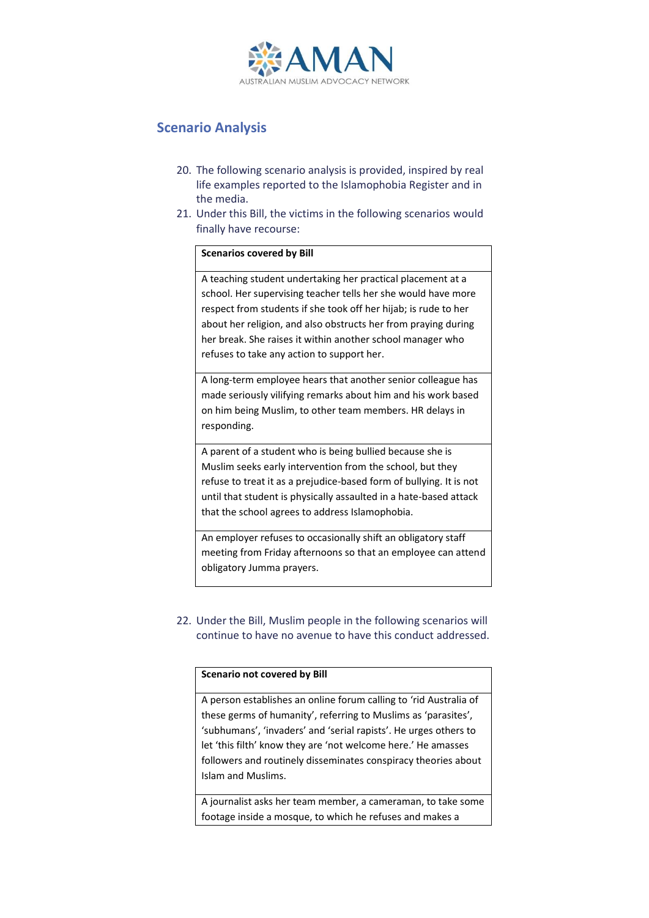## Scenario Analysis

20. The following scenario analysis is provided, inspired by real life examples reported to the Islamophobia Register and in the media.
21. Under this Bill, the victims in the following scenarios would finally have recourse:

| **Scenarios covered by Bill** |
|---|
| A teaching student undertaking her practical placement at a school. Her supervising teacher tells her she would have more respect from students if she took off her hijab; is rude to her about her religion, and also obstructs her from praying during her break. She raises it within another school manager who refuses to take any action to support her. |
| A long-term employee hears that another senior colleague has made seriously vilifying remarks about him and his work based on him being Muslim, to other team members. HR delays in responding. |
| A parent of a student who is being bullied because she is Muslim seeks early intervention from the school, but they refuse to treat it as a prejudice-based form of bullying. It is not until that student is physically assaulted in a hate-based attack that the school agrees to address Islamophobia. |
| An employer refuses to occasionally shift an obligatory staff meeting from Friday afternoons so that an employee can attend obligatory Jumma prayers. |

22. Under the Bill, Muslim people in the following scenarios will continue to have no avenue to have this conduct addressed.

| **Scenario not covered by Bill** |
|---|
| A person establishes an online forum calling to 'rid Australia of these germs of humanity', referring to Muslims as 'parasites', 'subhumans', 'invaders' and 'serial rapists'. He urges others to let 'this filth' know they are 'not welcome here.' He amasses followers and routinely disseminates conspiracy theories about Islam and Muslims. |
| A journalist asks her team member, a cameraman, to take some footage inside a mosque, to which he refuses and makes a |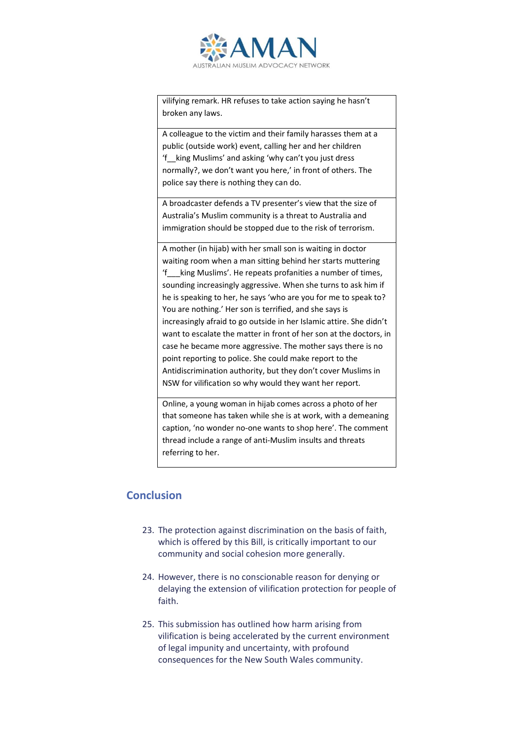| |
|---|
| vilifying remark. HR refuses to take action saying he hasn't broken any laws. |
| A colleague to the victim and their family harasses them at a public (outside work) event, calling her and her children 'f__king Muslims' and asking 'why can't you just dress normally?, we don't want you here,' in front of others. The police say there is nothing they can do. |
| A broadcaster defends a TV presenter's view that the size of Australia's Muslim community is a threat to Australia and immigration should be stopped due to the risk of terrorism. |
| A mother (in hijab) with her small son is waiting in doctor waiting room when a man sitting behind her starts muttering 'f___king Muslims'. He repeats profanities a number of times, sounding increasingly aggressive. When she turns to ask him if he is speaking to her, he says 'who are you for me to speak to? You are nothing.' Her son is terrified, and she says is increasingly afraid to go outside in her Islamic attire. She didn't want to escalate the matter in front of her son at the doctors, in case he became more aggressive. The mother says there is no point reporting to police. She could make report to the Antidiscrimination authority, but they don't cover Muslims in NSW for vilification so why would they want her report. |
| Online, a young woman in hijab comes across a photo of her that someone has taken while she is at work, with a demeaning caption, 'no wonder no-one wants to shop here'. The comment thread include a range of anti-Muslim insults and threats referring to her. |

## Conclusion

23. The protection against discrimination on the basis of faith, which is offered by this Bill, is critically important to our community and social cohesion more generally.

24. However, there is no conscionable reason for denying or delaying the extension of vilification protection for people of faith.

25. This submission has outlined how harm arising from vilification is being accelerated by the current environment of legal impunity and uncertainty, with profound consequences for the New South Wales community.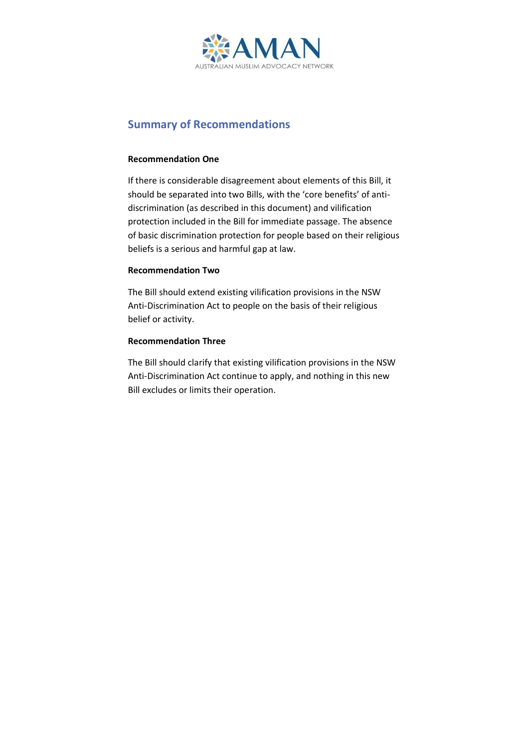AMAN

AUSTRALIAN MUSLIM ADVOCACY NETWORK

## Summary of Recommendations

**Recommendation One**

If there is considerable disagreement about elements of this Bill, it should be separated into two Bills, with the 'core benefits' of anti-discrimination (as described in this document) and vilification protection included in the Bill for immediate passage. The absence of basic discrimination protection for people based on their religious beliefs is a serious and harmful gap at law.

**Recommendation Two**

The Bill should extend existing vilification provisions in the NSW Anti-Discrimination Act to people on the basis of their religious belief or activity.

**Recommendation Three**

The Bill should clarify that existing vilification provisions in the NSW Anti-Discrimination Act continue to apply, and nothing in this new Bill excludes or limits their operation.